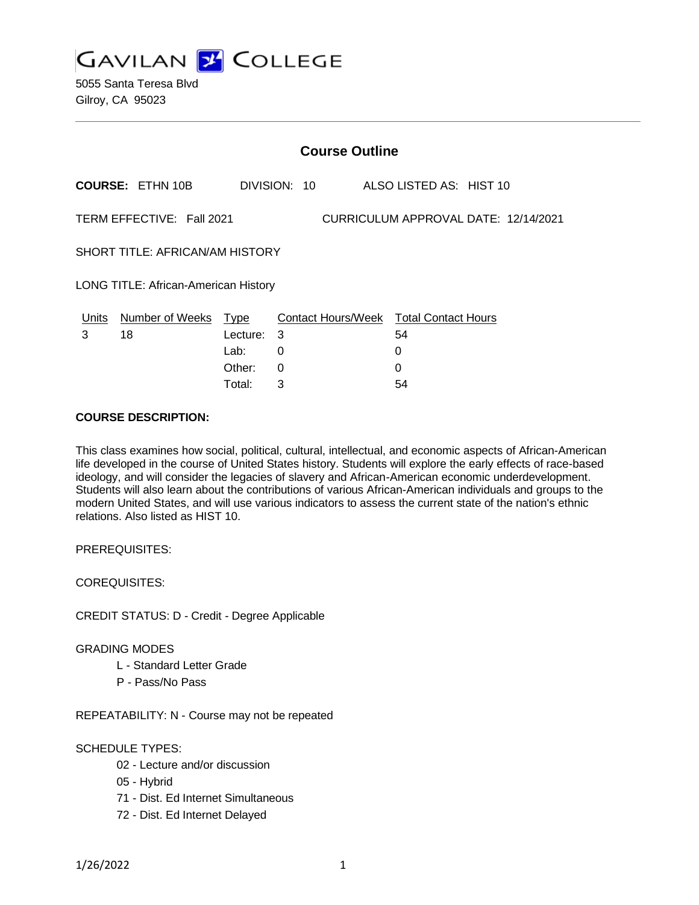# Gavilan College

5055 Santa Teresa Blvd
Gilroy, CA 95023

## Course Outline

**COURSE:** ETHN 10B DIVISION: 10 ALSO LISTED AS: HIST 10

TERM EFFECTIVE: Fall 2021 CURRICULUM APPROVAL DATE: 12/14/2021

SHORT TITLE: AFRICAN/AM HISTORY

LONG TITLE: African-American History

| Units | Number of Weeks | Type | Contact Hours/Week | Total Contact Hours |
|---|---|---|---|---|
| 3 | 18 | Lecture: | 3 | 54 |
| | | Lab: | 0 | 0 |
| | | Other: | 0 | 0 |
| | | Total: | 3 | 54 |

**COURSE DESCRIPTION:**

This class examines how social, political, cultural, intellectual, and economic aspects of African-American life developed in the course of United States history. Students will explore the early effects of race-based ideology, and will consider the legacies of slavery and African-American economic underdevelopment. Students will also learn about the contributions of various African-American individuals and groups to the modern United States, and will use various indicators to assess the current state of the nation's ethnic relations. Also listed as HIST 10.

PREREQUISITES:

COREQUISITES:

CREDIT STATUS: D - Credit - Degree Applicable

GRADING MODES

- L - Standard Letter Grade
- P - Pass/No Pass

REPEATABILITY: N - Course may not be repeated

SCHEDULE TYPES:

- 02 - Lecture and/or discussion
- 05 - Hybrid
- 71 - Dist. Ed Internet Simultaneous
- 72 - Dist. Ed Internet Delayed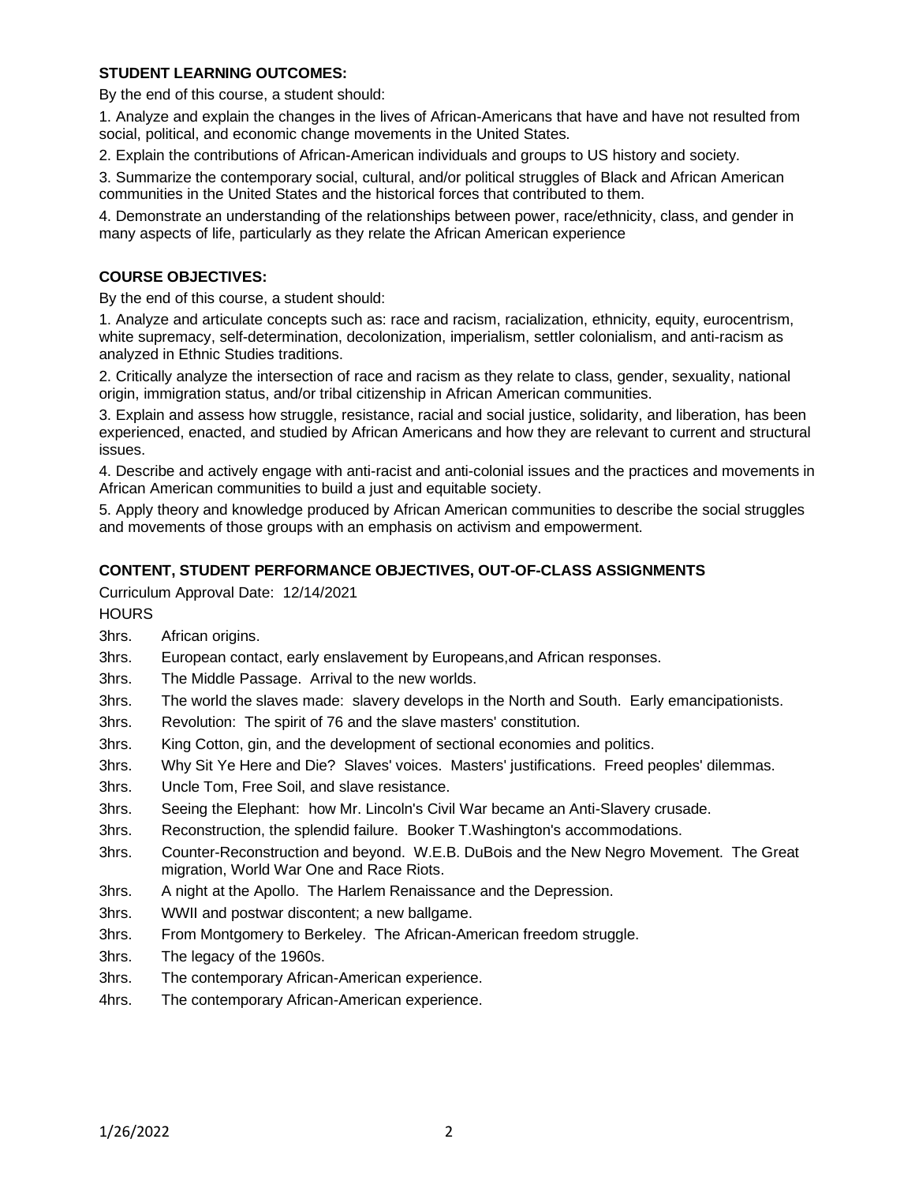**STUDENT LEARNING OUTCOMES:**

By the end of this course, a student should:

1. Analyze and explain the changes in the lives of African-Americans that have and have not resulted from social, political, and economic change movements in the United States.

2. Explain the contributions of African-American individuals and groups to US history and society.

3. Summarize the contemporary social, cultural, and/or political struggles of Black and African American communities in the United States and the historical forces that contributed to them.

4. Demonstrate an understanding of the relationships between power, race/ethnicity, class, and gender in many aspects of life, particularly as they relate the African American experience

**COURSE OBJECTIVES:**

By the end of this course, a student should:

1. Analyze and articulate concepts such as: race and racism, racialization, ethnicity, equity, eurocentrism, white supremacy, self-determination, decolonization, imperialism, settler colonialism, and anti-racism as analyzed in Ethnic Studies traditions.

2. Critically analyze the intersection of race and racism as they relate to class, gender, sexuality, national origin, immigration status, and/or tribal citizenship in African American communities.

3. Explain and assess how struggle, resistance, racial and social justice, solidarity, and liberation, has been experienced, enacted, and studied by African Americans and how they are relevant to current and structural issues.

4. Describe and actively engage with anti-racist and anti-colonial issues and the practices and movements in African American communities to build a just and equitable society.

5. Apply theory and knowledge produced by African American communities to describe the social struggles and movements of those groups with an emphasis on activism and empowerment.

**CONTENT, STUDENT PERFORMANCE OBJECTIVES, OUT-OF-CLASS ASSIGNMENTS**

Curriculum Approval Date: 12/14/2021

HOURS

3hrs. African origins.

3hrs. European contact, early enslavement by Europeans,and African responses.

3hrs. The Middle Passage. Arrival to the new worlds.

3hrs. The world the slaves made: slavery develops in the North and South. Early emancipationists.

3hrs. Revolution: The spirit of 76 and the slave masters' constitution.

3hrs. King Cotton, gin, and the development of sectional economies and politics.

3hrs. Why Sit Ye Here and Die? Slaves' voices. Masters' justifications. Freed peoples' dilemmas.

3hrs. Uncle Tom, Free Soil, and slave resistance.

3hrs. Seeing the Elephant: how Mr. Lincoln's Civil War became an Anti-Slavery crusade.

3hrs. Reconstruction, the splendid failure. Booker T.Washington's accommodations.

3hrs. Counter-Reconstruction and beyond. W.E.B. DuBois and the New Negro Movement. The Great migration, World War One and Race Riots.

3hrs. A night at the Apollo. The Harlem Renaissance and the Depression.

3hrs. WWII and postwar discontent; a new ballgame.

3hrs. From Montgomery to Berkeley. The African-American freedom struggle.

3hrs. The legacy of the 1960s.

3hrs. The contemporary African-American experience.

4hrs. The contemporary African-American experience.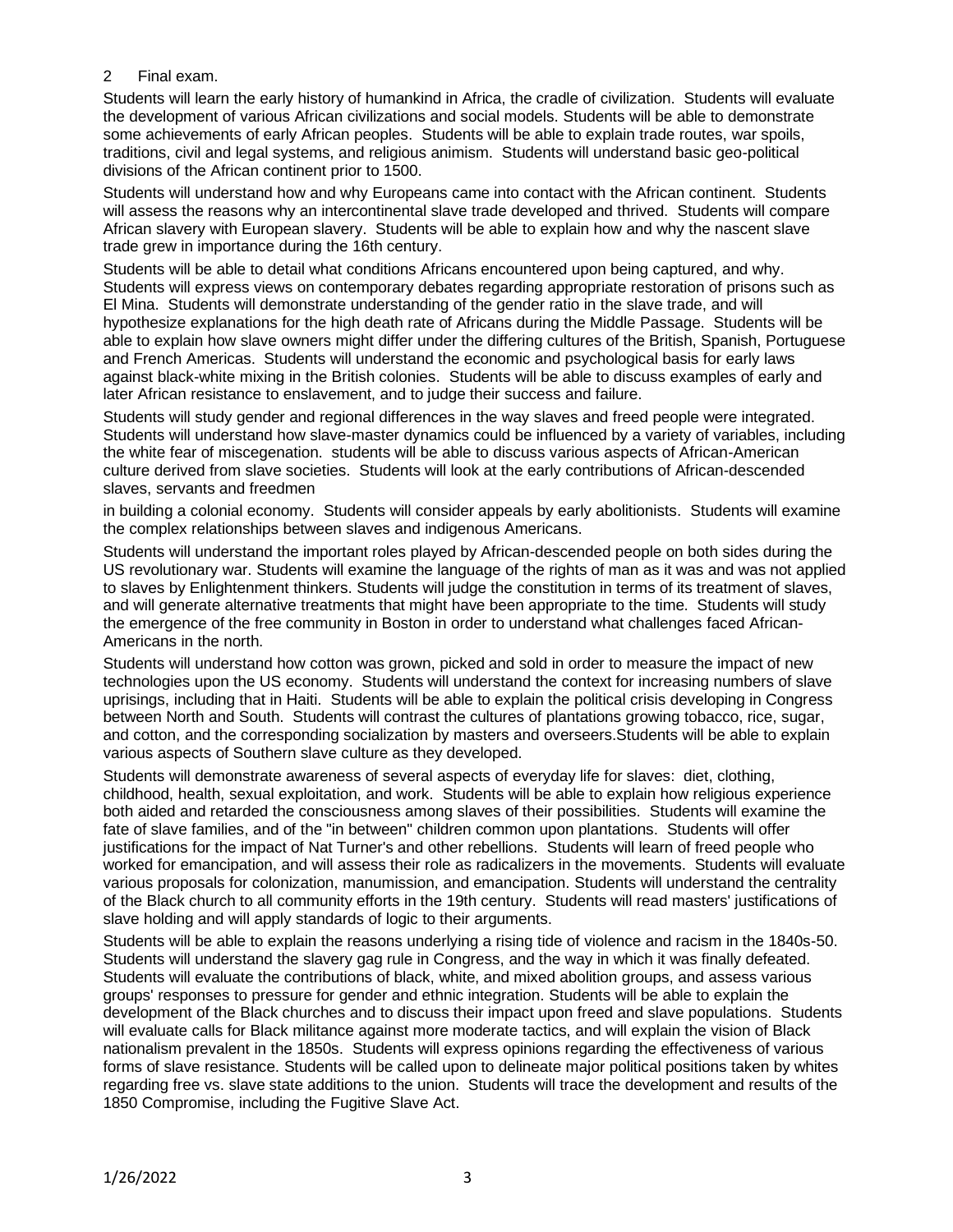2 Final exam.

Students will learn the early history of humankind in Africa, the cradle of civilization. Students will evaluate the development of various African civilizations and social models. Students will be able to demonstrate some achievements of early African peoples. Students will be able to explain trade routes, war spoils, traditions, civil and legal systems, and religious animism. Students will understand basic geo-political divisions of the African continent prior to 1500.

Students will understand how and why Europeans came into contact with the African continent. Students will assess the reasons why an intercontinental slave trade developed and thrived. Students will compare African slavery with European slavery. Students will be able to explain how and why the nascent slave trade grew in importance during the 16th century.

Students will be able to detail what conditions Africans encountered upon being captured, and why. Students will express views on contemporary debates regarding appropriate restoration of prisons such as El Mina. Students will demonstrate understanding of the gender ratio in the slave trade, and will hypothesize explanations for the high death rate of Africans during the Middle Passage. Students will be able to explain how slave owners might differ under the differing cultures of the British, Spanish, Portuguese and French Americas. Students will understand the economic and psychological basis for early laws against black-white mixing in the British colonies. Students will be able to discuss examples of early and later African resistance to enslavement, and to judge their success and failure.

Students will study gender and regional differences in the way slaves and freed people were integrated. Students will understand how slave-master dynamics could be influenced by a variety of variables, including the white fear of miscegenation. students will be able to discuss various aspects of African-American culture derived from slave societies. Students will look at the early contributions of African-descended slaves, servants and freedmen

in building a colonial economy. Students will consider appeals by early abolitionists. Students will examine the complex relationships between slaves and indigenous Americans.

Students will understand the important roles played by African-descended people on both sides during the US revolutionary war. Students will examine the language of the rights of man as it was and was not applied to slaves by Enlightenment thinkers. Students will judge the constitution in terms of its treatment of slaves, and will generate alternative treatments that might have been appropriate to the time. Students will study the emergence of the free community in Boston in order to understand what challenges faced African-Americans in the north.

Students will understand how cotton was grown, picked and sold in order to measure the impact of new technologies upon the US economy. Students will understand the context for increasing numbers of slave uprisings, including that in Haiti. Students will be able to explain the political crisis developing in Congress between North and South. Students will contrast the cultures of plantations growing tobacco, rice, sugar, and cotton, and the corresponding socialization by masters and overseers.Students will be able to explain various aspects of Southern slave culture as they developed.

Students will demonstrate awareness of several aspects of everyday life for slaves: diet, clothing, childhood, health, sexual exploitation, and work. Students will be able to explain how religious experience both aided and retarded the consciousness among slaves of their possibilities. Students will examine the fate of slave families, and of the "in between" children common upon plantations. Students will offer justifications for the impact of Nat Turner's and other rebellions. Students will learn of freed people who worked for emancipation, and will assess their role as radicalizers in the movements. Students will evaluate various proposals for colonization, manumission, and emancipation. Students will understand the centrality of the Black church to all community efforts in the 19th century. Students will read masters' justifications of slave holding and will apply standards of logic to their arguments.

Students will be able to explain the reasons underlying a rising tide of violence and racism in the 1840s-50. Students will understand the slavery gag rule in Congress, and the way in which it was finally defeated. Students will evaluate the contributions of black, white, and mixed abolition groups, and assess various groups' responses to pressure for gender and ethnic integration. Students will be able to explain the development of the Black churches and to discuss their impact upon freed and slave populations. Students will evaluate calls for Black militance against more moderate tactics, and will explain the vision of Black nationalism prevalent in the 1850s. Students will express opinions regarding the effectiveness of various forms of slave resistance. Students will be called upon to delineate major political positions taken by whites regarding free vs. slave state additions to the union. Students will trace the development and results of the 1850 Compromise, including the Fugitive Slave Act.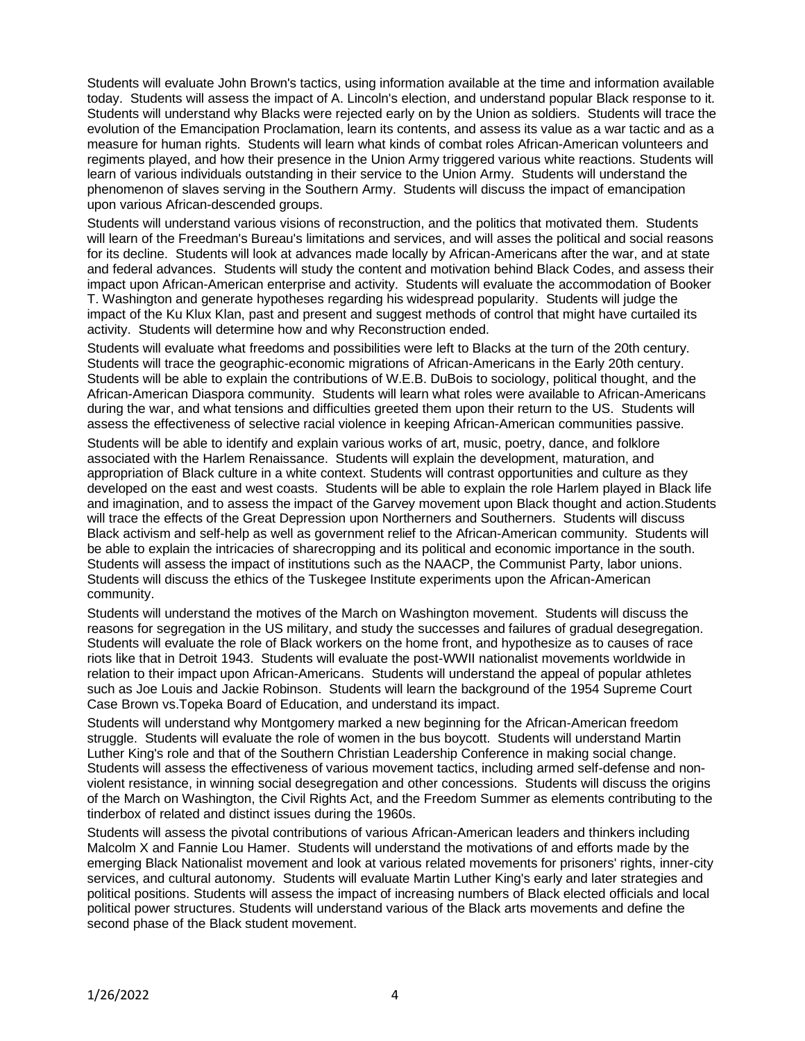Students will evaluate John Brown's tactics, using information available at the time and information available today. Students will assess the impact of A. Lincoln's election, and understand popular Black response to it. Students will understand why Blacks were rejected early on by the Union as soldiers. Students will trace the evolution of the Emancipation Proclamation, learn its contents, and assess its value as a war tactic and as a measure for human rights. Students will learn what kinds of combat roles African-American volunteers and regiments played, and how their presence in the Union Army triggered various white reactions. Students will learn of various individuals outstanding in their service to the Union Army. Students will understand the phenomenon of slaves serving in the Southern Army. Students will discuss the impact of emancipation upon various African-descended groups.

Students will understand various visions of reconstruction, and the politics that motivated them. Students will learn of the Freedman's Bureau's limitations and services, and will asses the political and social reasons for its decline. Students will look at advances made locally by African-Americans after the war, and at state and federal advances. Students will study the content and motivation behind Black Codes, and assess their impact upon African-American enterprise and activity. Students will evaluate the accommodation of Booker T. Washington and generate hypotheses regarding his widespread popularity. Students will judge the impact of the Ku Klux Klan, past and present and suggest methods of control that might have curtailed its activity. Students will determine how and why Reconstruction ended.

Students will evaluate what freedoms and possibilities were left to Blacks at the turn of the 20th century. Students will trace the geographic-economic migrations of African-Americans in the Early 20th century. Students will be able to explain the contributions of W.E.B. DuBois to sociology, political thought, and the African-American Diaspora community. Students will learn what roles were available to African-Americans during the war, and what tensions and difficulties greeted them upon their return to the US. Students will assess the effectiveness of selective racial violence in keeping African-American communities passive.

Students will be able to identify and explain various works of art, music, poetry, dance, and folklore associated with the Harlem Renaissance. Students will explain the development, maturation, and appropriation of Black culture in a white context. Students will contrast opportunities and culture as they developed on the east and west coasts. Students will be able to explain the role Harlem played in Black life and imagination, and to assess the impact of the Garvey movement upon Black thought and action.Students will trace the effects of the Great Depression upon Northerners and Southerners. Students will discuss Black activism and self-help as well as government relief to the African-American community. Students will be able to explain the intricacies of sharecropping and its political and economic importance in the south. Students will assess the impact of institutions such as the NAACP, the Communist Party, labor unions. Students will discuss the ethics of the Tuskegee Institute experiments upon the African-American community.

Students will understand the motives of the March on Washington movement. Students will discuss the reasons for segregation in the US military, and study the successes and failures of gradual desegregation. Students will evaluate the role of Black workers on the home front, and hypothesize as to causes of race riots like that in Detroit 1943. Students will evaluate the post-WWII nationalist movements worldwide in relation to their impact upon African-Americans. Students will understand the appeal of popular athletes such as Joe Louis and Jackie Robinson. Students will learn the background of the 1954 Supreme Court Case Brown vs.Topeka Board of Education, and understand its impact.

Students will understand why Montgomery marked a new beginning for the African-American freedom struggle. Students will evaluate the role of women in the bus boycott. Students will understand Martin Luther King's role and that of the Southern Christian Leadership Conference in making social change. Students will assess the effectiveness of various movement tactics, including armed self-defense and non-violent resistance, in winning social desegregation and other concessions. Students will discuss the origins of the March on Washington, the Civil Rights Act, and the Freedom Summer as elements contributing to the tinderbox of related and distinct issues during the 1960s.

Students will assess the pivotal contributions of various African-American leaders and thinkers including Malcolm X and Fannie Lou Hamer. Students will understand the motivations of and efforts made by the emerging Black Nationalist movement and look at various related movements for prisoners' rights, inner-city services, and cultural autonomy. Students will evaluate Martin Luther King's early and later strategies and political positions. Students will assess the impact of increasing numbers of Black elected officials and local political power structures. Students will understand various of the Black arts movements and define the second phase of the Black student movement.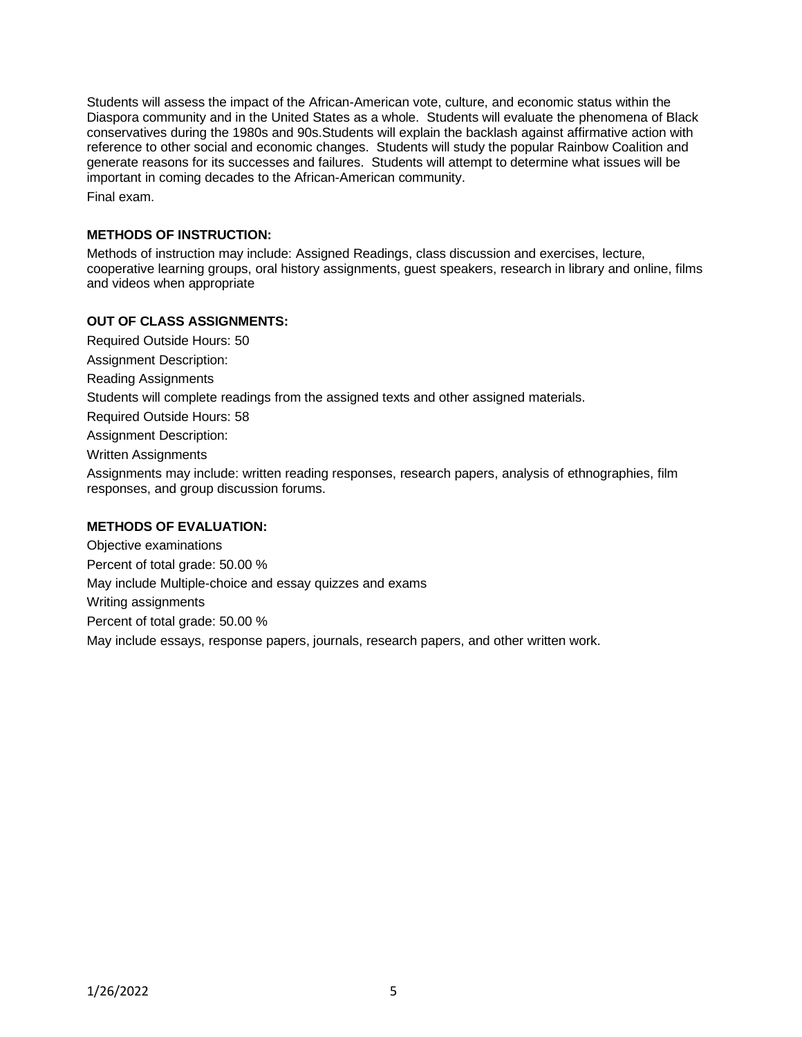Students will assess the impact of the African-American vote, culture, and economic status within the Diaspora community and in the United States as a whole. Students will evaluate the phenomena of Black conservatives during the 1980s and 90s.Students will explain the backlash against affirmative action with reference to other social and economic changes. Students will study the popular Rainbow Coalition and generate reasons for its successes and failures. Students will attempt to determine what issues will be important in coming decades to the African-American community.

Final exam.

**METHODS OF INSTRUCTION:**

Methods of instruction may include: Assigned Readings, class discussion and exercises, lecture, cooperative learning groups, oral history assignments, guest speakers, research in library and online, films and videos when appropriate

**OUT OF CLASS ASSIGNMENTS:**

Required Outside Hours: 50

Assignment Description:

Reading Assignments

Students will complete readings from the assigned texts and other assigned materials.

Required Outside Hours: 58

Assignment Description:

Written Assignments

Assignments may include: written reading responses, research papers, analysis of ethnographies, film responses, and group discussion forums.

**METHODS OF EVALUATION:**

Objective examinations

Percent of total grade: 50.00 %

May include Multiple-choice and essay quizzes and exams

Writing assignments

Percent of total grade: 50.00 %

May include essays, response papers, journals, research papers, and other written work.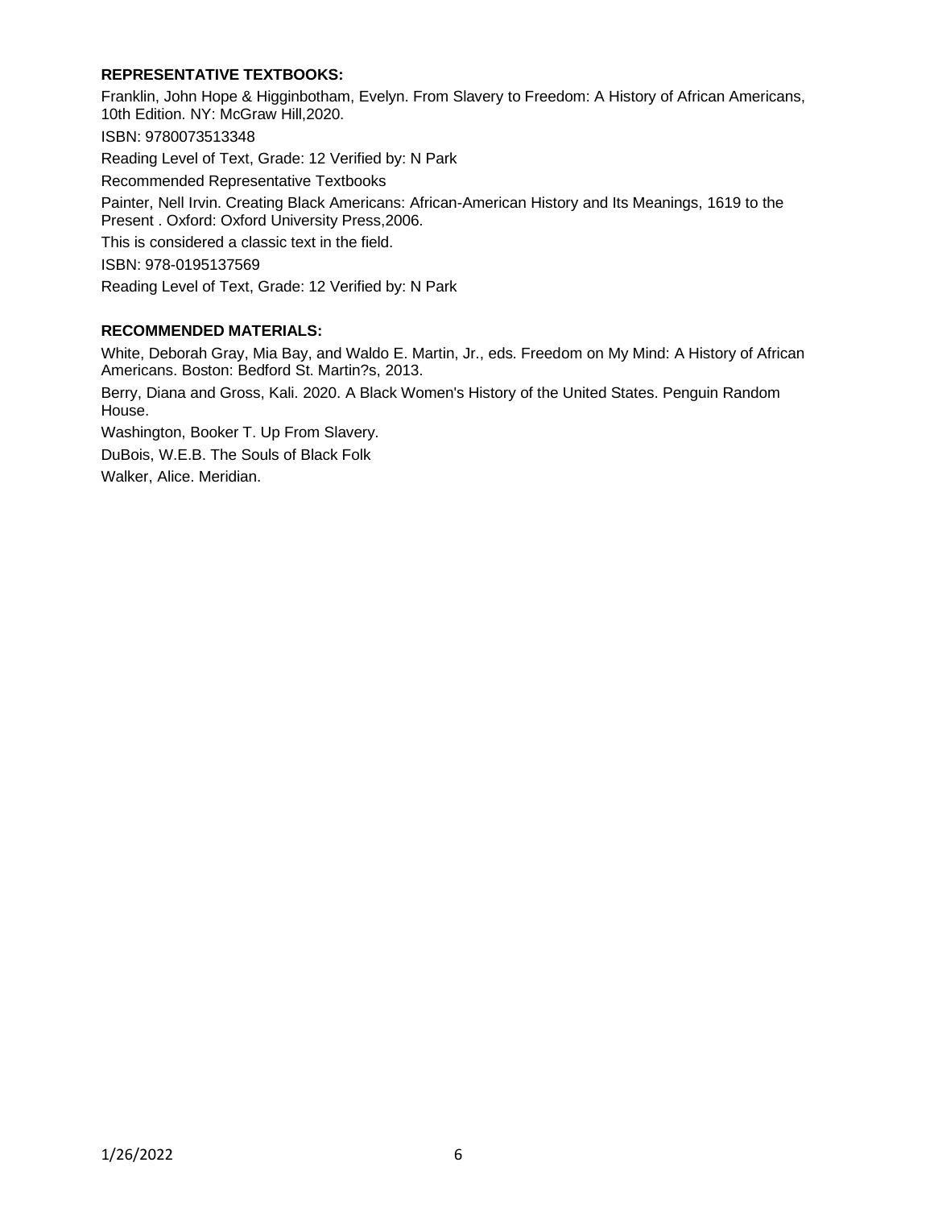**REPRESENTATIVE TEXTBOOKS:**

Franklin, John Hope & Higginbotham, Evelyn. From Slavery to Freedom: A History of African Americans, 10th Edition. NY: McGraw Hill,2020.

ISBN: 9780073513348

Reading Level of Text, Grade: 12 Verified by: N Park

Recommended Representative Textbooks

Painter, Nell Irvin. Creating Black Americans: African-American History and Its Meanings, 1619 to the Present . Oxford: Oxford University Press,2006.

This is considered a classic text in the field.

ISBN: 978-0195137569

Reading Level of Text, Grade: 12 Verified by: N Park

**RECOMMENDED MATERIALS:**

White, Deborah Gray, Mia Bay, and Waldo E. Martin, Jr., eds. Freedom on My Mind: A History of African Americans. Boston: Bedford St. Martin?s, 2013.

Berry, Diana and Gross, Kali. 2020. A Black Women's History of the United States. Penguin Random House.

Washington, Booker T. Up From Slavery.

DuBois, W.E.B. The Souls of Black Folk

Walker, Alice. Meridian.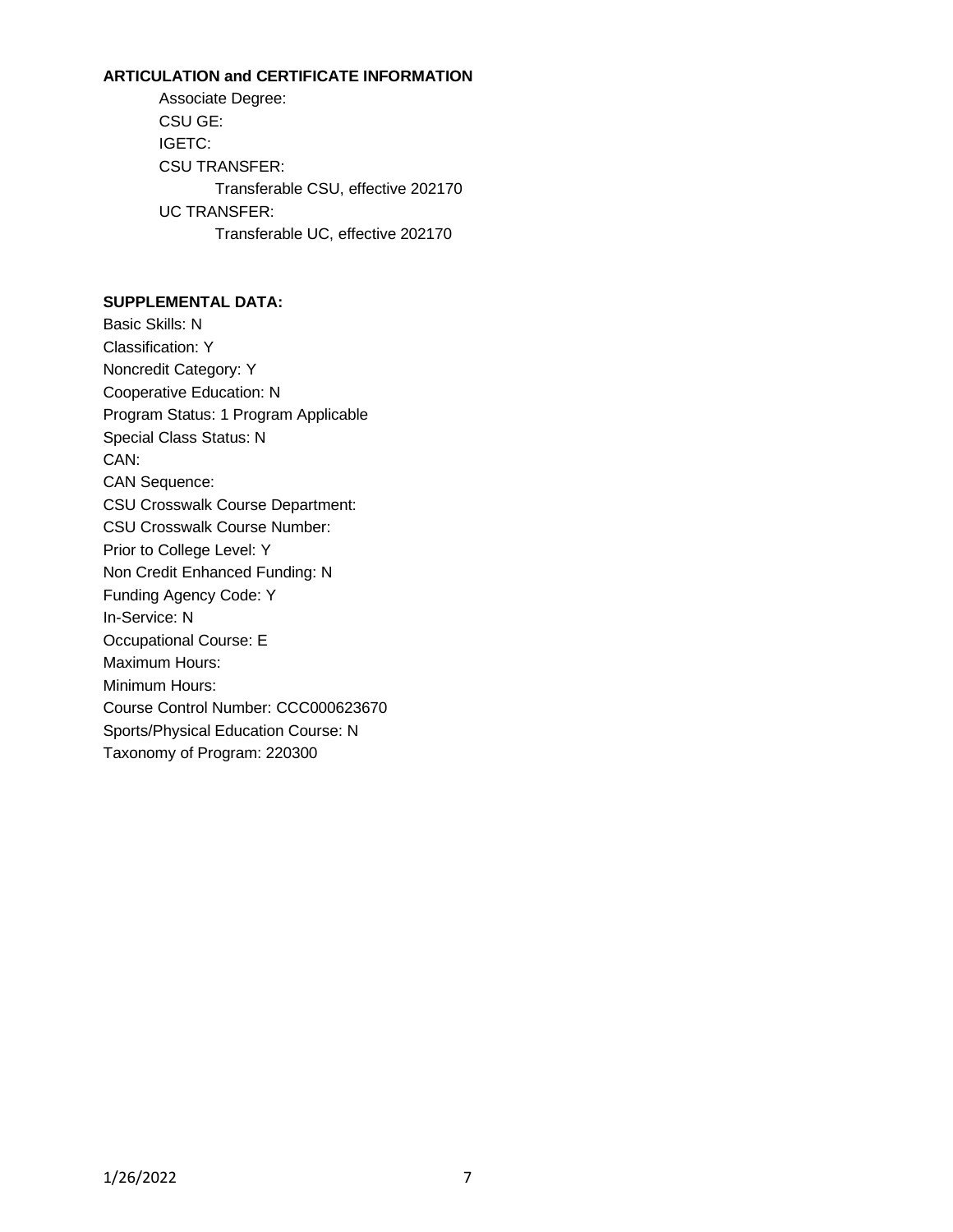**ARTICULATION and CERTIFICATE INFORMATION**

Associate Degree:

CSU GE:

IGETC:

CSU TRANSFER:

Transferable CSU, effective 202170

UC TRANSFER:

Transferable UC, effective 202170

**SUPPLEMENTAL DATA:**

Basic Skills: N
Classification: Y
Noncredit Category: Y
Cooperative Education: N
Program Status: 1 Program Applicable
Special Class Status: N
CAN:
CAN Sequence:
CSU Crosswalk Course Department:
CSU Crosswalk Course Number:
Prior to College Level: Y
Non Credit Enhanced Funding: N
Funding Agency Code: Y
In-Service: N
Occupational Course: E
Maximum Hours:
Minimum Hours:
Course Control Number: CCC000623670
Sports/Physical Education Course: N
Taxonomy of Program: 220300